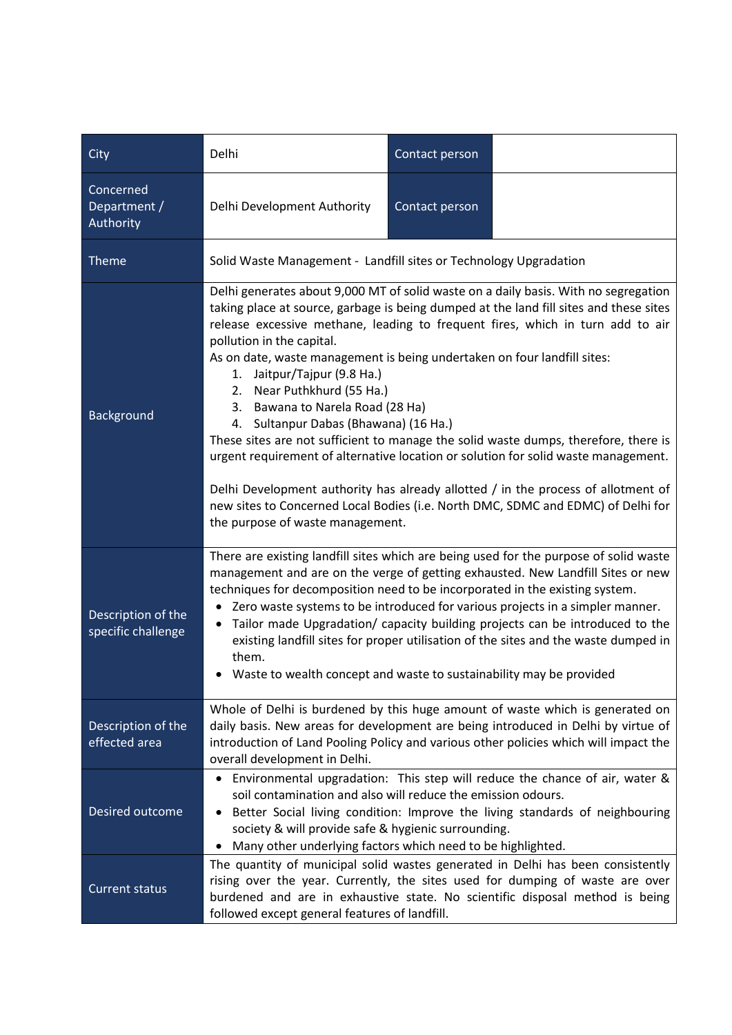| City | Delhi | Contact person | |
|---|---|---|---|
| Concerned Department / Authority | Delhi Development Authority | Contact person | |
| Theme | Solid Waste Management - Landfill sites or Technology Upgradation | | |
| Background | Delhi generates about 9,000 MT of solid waste on a daily basis. With no segregation taking place at source, garbage is being dumped at the land fill sites and these sites release excessive methane, leading to frequent fires, which in turn add to air pollution in the capital.<br>As on date, waste management is being undertaken on four landfill sites:<br>1. Jaitpur/Tajpur (9.8 Ha.)<br>2. Near Puthkhurd (55 Ha.)<br>3. Bawana to Narela Road (28 Ha)<br>4. Sultanpur Dabas (Bhawana) (16 Ha.)<br>These sites are not sufficient to manage the solid waste dumps, therefore, there is urgent requirement of alternative location or solution for solid waste management.<br><br>Delhi Development authority has already allotted / in the process of allotment of new sites to Concerned Local Bodies (i.e. North DMC, SDMC and EDMC) of Delhi for the purpose of waste management. | | |
| Description of the specific challenge | There are existing landfill sites which are being used for the purpose of solid waste management and are on the verge of getting exhausted. New Landfill Sites or new techniques for decomposition need to be incorporated in the existing system.<br>• Zero waste systems to be introduced for various projects in a simpler manner.<br>• Tailor made Upgradation/ capacity building projects can be introduced to the existing landfill sites for proper utilisation of the sites and the waste dumped in them.<br>• Waste to wealth concept and waste to sustainability may be provided | | |
| Description of the effected area | Whole of Delhi is burdened by this huge amount of waste which is generated on daily basis. New areas for development are being introduced in Delhi by virtue of introduction of Land Pooling Policy and various other policies which will impact the overall development in Delhi. | | |
| Desired outcome | • Environmental upgradation: This step will reduce the chance of air, water & soil contamination and also will reduce the emission odours.<br>• Better Social living condition: Improve the living standards of neighbouring society & will provide safe & hygienic surrounding.<br>• Many other underlying factors which need to be highlighted. | | |
| Current status | The quantity of municipal solid wastes generated in Delhi has been consistently rising over the year. Currently, the sites used for dumping of waste are over burdened and are in exhaustive state. No scientific disposal method is being followed except general features of landfill. | | |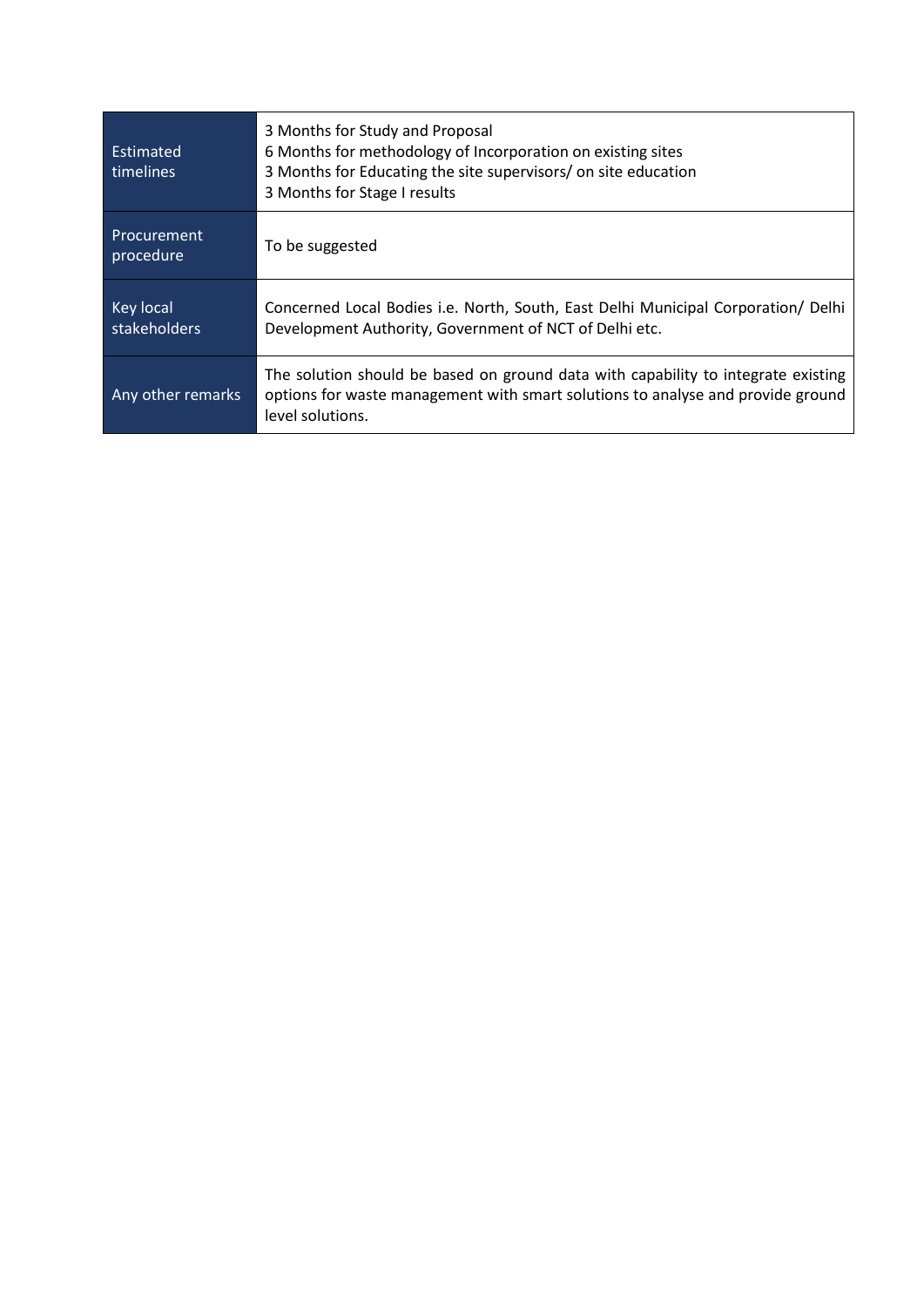| | |
|---|---|
| Estimated timelines | 3 Months for Study and Proposal<br>6 Months for methodology of Incorporation on existing sites<br>3 Months for Educating the site supervisors/ on site education<br>3 Months for Stage I results |
| Procurement procedure | To be suggested |
| Key local stakeholders | Concerned Local Bodies i.e. North, South, East Delhi Municipal Corporation/ Delhi Development Authority, Government of NCT of Delhi etc. |
| Any other remarks | The solution should be based on ground data with capability to integrate existing options for waste management with smart solutions to analyse and provide ground level solutions. |